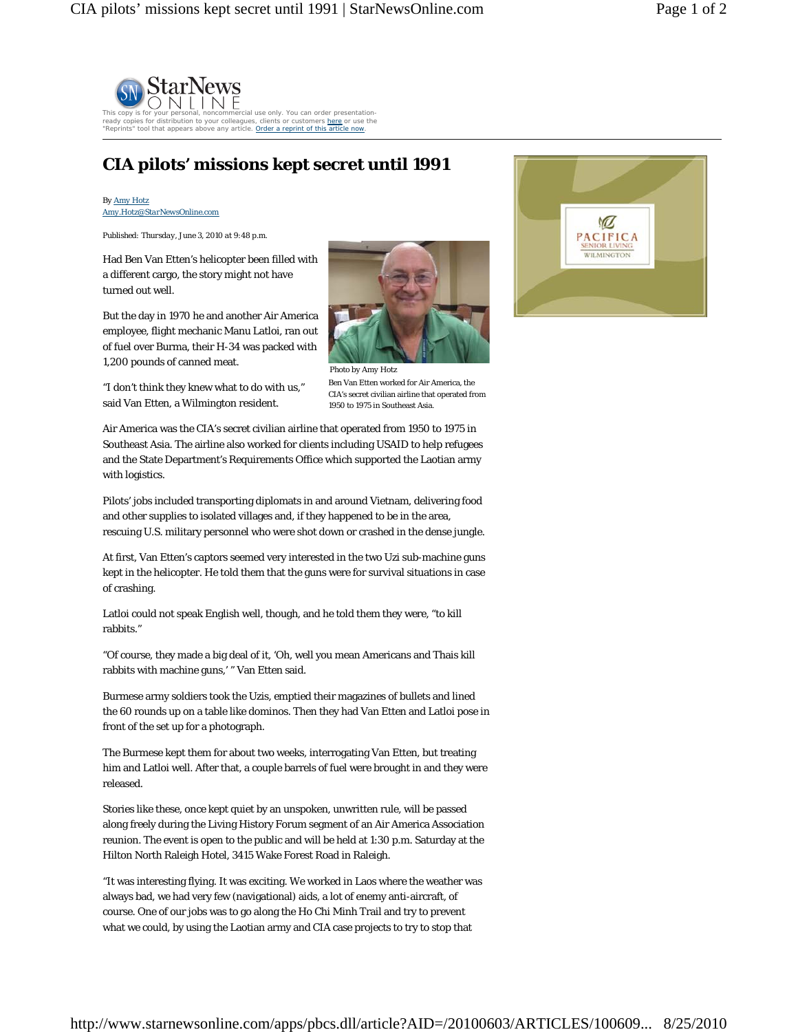This copy is for your personal, noncommercial use only. You can order presentation-ready copies for distribution to your colleagues, clients or customers here or use the "Reprints" tool that appears above any article. Order a reprint of this article now.

# CIA pilots' missions kept secret until 1991

By Amy Hotz
Amy.Hotz@StarNewsOnline.com

Published: Thursday, June 3, 2010 at 9:48 p.m.

Had Ben Van Etten's helicopter been filled with a different cargo, the story might not have turned out well.

But the day in 1970 he and another Air America employee, flight mechanic Manu Latloi, ran out of fuel over Burma, their H-34 was packed with 1,200 pounds of canned meat.

"I don't think they knew what to do with us," said Van Etten, a Wilmington resident.

Photo by Amy Hotz
Ben Van Etten worked for Air America, the CIA's secret civilian airline that operated from 1950 to 1975 in Southeast Asia.

Air America was the CIA's secret civilian airline that operated from 1950 to 1975 in Southeast Asia. The airline also worked for clients including USAID to help refugees and the State Department's Requirements Office which supported the Laotian army with logistics.

Pilots' jobs included transporting diplomats in and around Vietnam, delivering food and other supplies to isolated villages and, if they happened to be in the area, rescuing U.S. military personnel who were shot down or crashed in the dense jungle.

At first, Van Etten's captors seemed very interested in the two Uzi sub-machine guns kept in the helicopter. He told them that the guns were for survival situations in case of crashing.

Latloi could not speak English well, though, and he told them they were, "to kill rabbits."

"Of course, they made a big deal of it, 'Oh, well you mean Americans and Thais kill rabbits with machine guns,' " Van Etten said.

Burmese army soldiers took the Uzis, emptied their magazines of bullets and lined the 60 rounds up on a table like dominos. Then they had Van Etten and Latloi pose in front of the set up for a photograph.

The Burmese kept them for about two weeks, interrogating Van Etten, but treating him and Latloi well. After that, a couple barrels of fuel were brought in and they were released.

Stories like these, once kept quiet by an unspoken, unwritten rule, will be passed along freely during the Living History Forum segment of an Air America Association reunion. The event is open to the public and will be held at 1:30 p.m. Saturday at the Hilton North Raleigh Hotel, 3415 Wake Forest Road in Raleigh.

"It was interesting flying. It was exciting. We worked in Laos where the weather was always bad, we had very few (navigational) aids, a lot of enemy anti-aircraft, of course. One of our jobs was to go along the Ho Chi Minh Trail and try to prevent what we could, by using the Laotian army and CIA case projects to try to stop that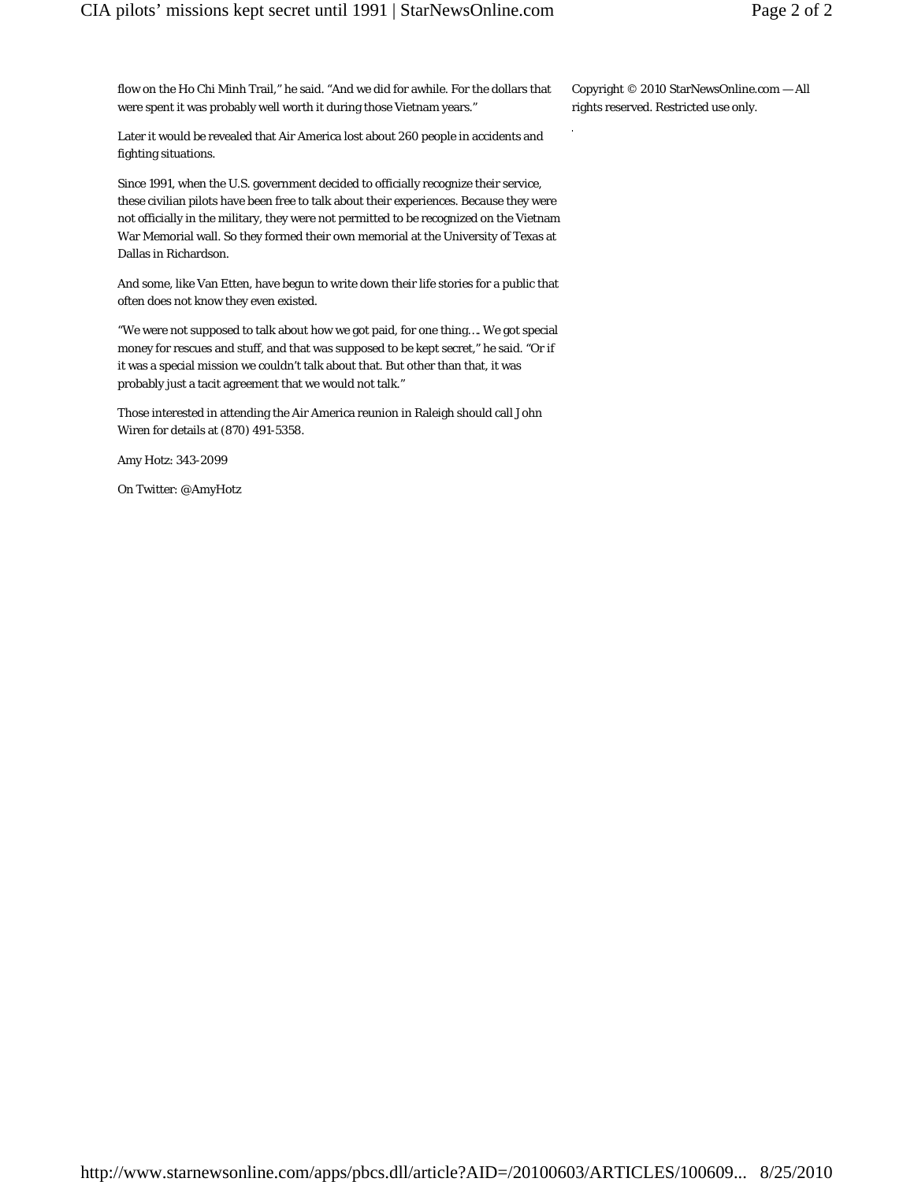flow on the Ho Chi Minh Trail," he said. "And we did for awhile. For the dollars that were spent it was probably well worth it during those Vietnam years."

Later it would be revealed that Air America lost about 260 people in accidents and fighting situations.

Since 1991, when the U.S. government decided to officially recognize their service, these civilian pilots have been free to talk about their experiences. Because they were not officially in the military, they were not permitted to be recognized on the Vietnam War Memorial wall. So they formed their own memorial at the University of Texas at Dallas in Richardson.

And some, like Van Etten, have begun to write down their life stories for a public that often does not know they even existed.

"We were not supposed to talk about how we got paid, for one thing…. We got special money for rescues and stuff, and that was supposed to be kept secret," he said. "Or if it was a special mission we couldn't talk about that. But other than that, it was probably just a tacit agreement that we would not talk."

Those interested in attending the Air America reunion in Raleigh should call John Wiren for details at (870) 491-5358.

Amy Hotz: 343-2099

On Twitter: @AmyHotz

Copyright © 2010 StarNewsOnline.com — All rights reserved. Restricted use only.